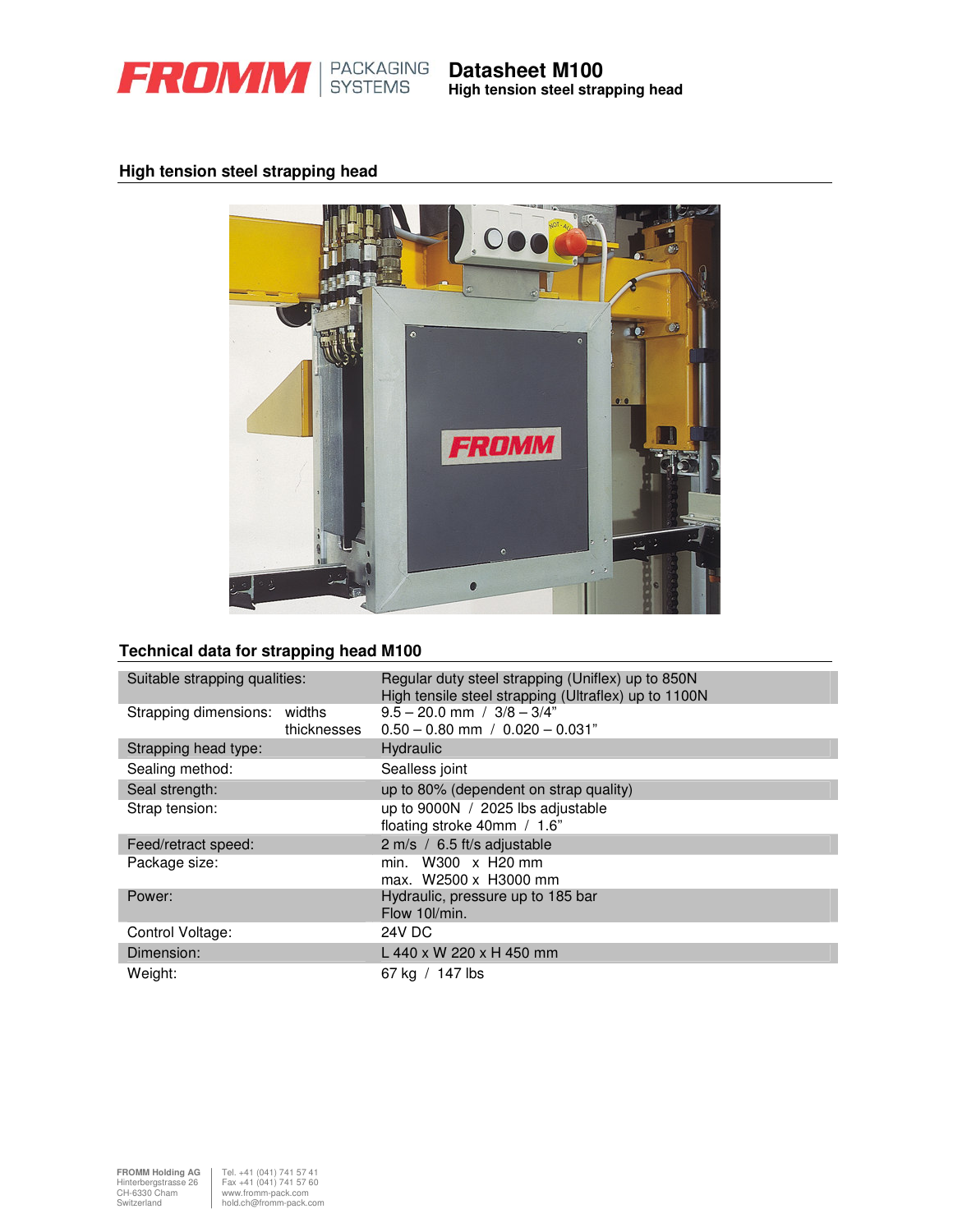# Datasheet M100

**High tension steel strapping head**

## High tension steel strapping head

## Technical data for strapping head M100

| | | |
|---|---|---|
| Suitable strapping qualities: | | Regular duty steel strapping (Uniflex) up to 850N<br>High tensile steel strapping (Ultraflex) up to 1100N |
| Strapping dimensions: | widths<br>thicknesses | 9.5 – 20.0 mm / 3/8 – 3/4"<br>0.50 – 0.80 mm / 0.020 – 0.031" |
| Strapping head type: | | Hydraulic |
| Sealing method: | | Sealless joint |
| Seal strength: | | up to 80% (dependent on strap quality) |
| Strap tension: | | up to 9000N / 2025 lbs adjustable<br>floating stroke 40mm / 1.6" |
| Feed/retract speed: | | 2 m/s / 6.5 ft/s adjustable |
| Package size: | | min. W300 x H20 mm<br>max. W2500 x H3000 mm |
| Power: | | Hydraulic, pressure up to 185 bar<br>Flow 10l/min. |
| Control Voltage: | | 24V DC |
| Dimension: | | L 440 x W 220 x H 450 mm |
| Weight: | | 67 kg / 147 lbs |

FROMM Holding AG
Hinterbergstrasse 26
CH-6330 Cham
Switzerland

Tel. +41 (041) 741 57 41
Fax +41 (041) 741 57 60
www.fromm-pack.com
hold.ch@fromm-pack.com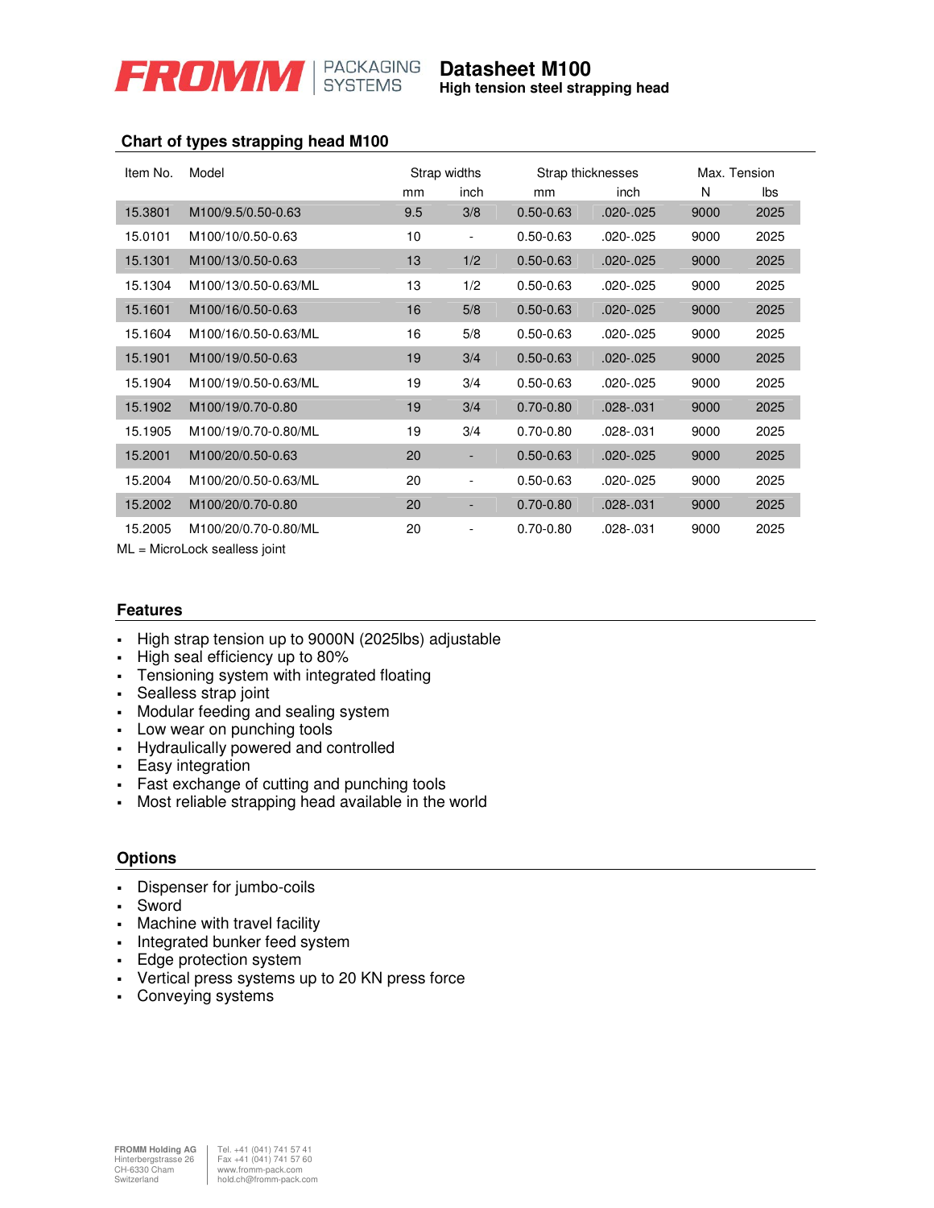# Datasheet M100

**High tension steel strapping head**

## Chart of types strapping head M100

| Item No. | Model | Strap widths | | Strap thicknesses | | Max. Tension | |
|---|---|---|---|---|---|---|---|
| | | mm | inch | mm | inch | N | lbs |
| 15.3801 | M100/9.5/0.50-0.63 | 9.5 | 3/8 | 0.50-0.63 | .020-.025 | 9000 | 2025 |
| 15.0101 | M100/10/0.50-0.63 | 10 | - | 0.50-0.63 | .020-.025 | 9000 | 2025 |
| 15.1301 | M100/13/0.50-0.63 | 13 | 1/2 | 0.50-0.63 | .020-.025 | 9000 | 2025 |
| 15.1304 | M100/13/0.50-0.63/ML | 13 | 1/2 | 0.50-0.63 | .020-.025 | 9000 | 2025 |
| 15.1601 | M100/16/0.50-0.63 | 16 | 5/8 | 0.50-0.63 | .020-.025 | 9000 | 2025 |
| 15.1604 | M100/16/0.50-0.63/ML | 16 | 5/8 | 0.50-0.63 | .020-.025 | 9000 | 2025 |
| 15.1901 | M100/19/0.50-0.63 | 19 | 3/4 | 0.50-0.63 | .020-.025 | 9000 | 2025 |
| 15.1904 | M100/19/0.50-0.63/ML | 19 | 3/4 | 0.50-0.63 | .020-.025 | 9000 | 2025 |
| 15.1902 | M100/19/0.70-0.80 | 19 | 3/4 | 0.70-0.80 | .028-.031 | 9000 | 2025 |
| 15.1905 | M100/19/0.70-0.80/ML | 19 | 3/4 | 0.70-0.80 | .028-.031 | 9000 | 2025 |
| 15.2001 | M100/20/0.50-0.63 | 20 | - | 0.50-0.63 | .020-.025 | 9000 | 2025 |
| 15.2004 | M100/20/0.50-0.63/ML | 20 | - | 0.50-0.63 | .020-.025 | 9000 | 2025 |
| 15.2002 | M100/20/0.70-0.80 | 20 | - | 0.70-0.80 | .028-.031 | 9000 | 2025 |
| 15.2005 | M100/20/0.70-0.80/ML | 20 | - | 0.70-0.80 | .028-.031 | 9000 | 2025 |

ML = MicroLock sealless joint

## Features

- High strap tension up to 9000N (2025lbs) adjustable
- High seal efficiency up to 80%
- Tensioning system with integrated floating
- Sealless strap joint
- Modular feeding and sealing system
- Low wear on punching tools
- Hydraulically powered and controlled
- Easy integration
- Fast exchange of cutting and punching tools
- Most reliable strapping head available in the world

## Options

- Dispenser for jumbo-coils
- Sword
- Machine with travel facility
- Integrated bunker feed system
- Edge protection system
- Vertical press systems up to 20 KN press force
- Conveying systems

**FROMM Holding AG**
Hinterbergstrasse 26
CH-6330 Cham
Switzerland

Tel. +41 (041) 741 57 41
Fax +41 (041) 741 57 60
www.fromm-pack.com
hold.ch@fromm-pack.com